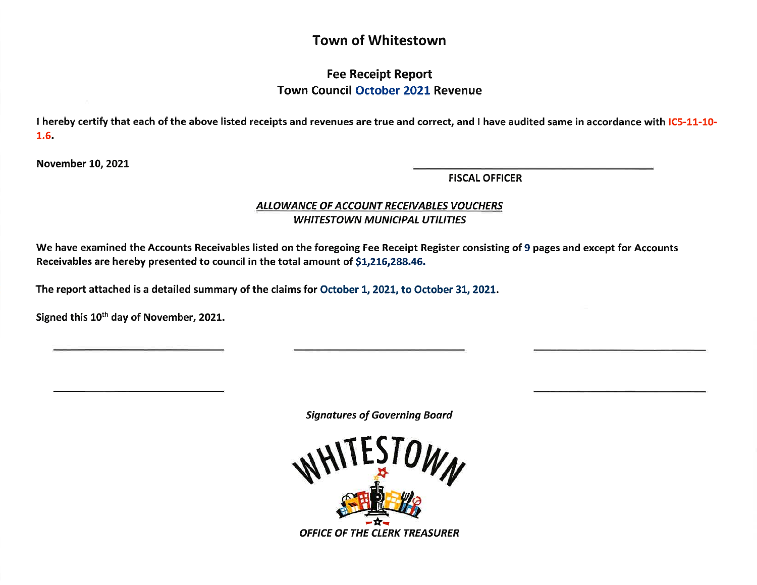# Town of Whitestown

## Fee Receipt Report

## Town Council October 2021 Revenue

**I hereby certify that each of the above listed receipts and revenues are true and correct, and I have audited same in accordance with IC5-11-10-1.6.**

**November 10, 2021**

**FISCAL OFFICER**

***ALLOWANCE OF ACCOUNT RECEIVABLES VOUCHERS***

***WHITESTOWN MUNICIPAL UTILITIES***

**We have examined the Accounts Receivables listed on the foregoing Fee Receipt Register consisting of 9 pages and except for Accounts Receivables are hereby presented to council in the total amount of $1,216,288.46.**

**The report attached is a detailed summary of the claims for October 1, 2021, to October 31, 2021.**

**Signed this 10th day of November, 2021.**

***Signatures of Governing Board***

WHITESTOWN

***OFFICE OF THE CLERK TREASURER***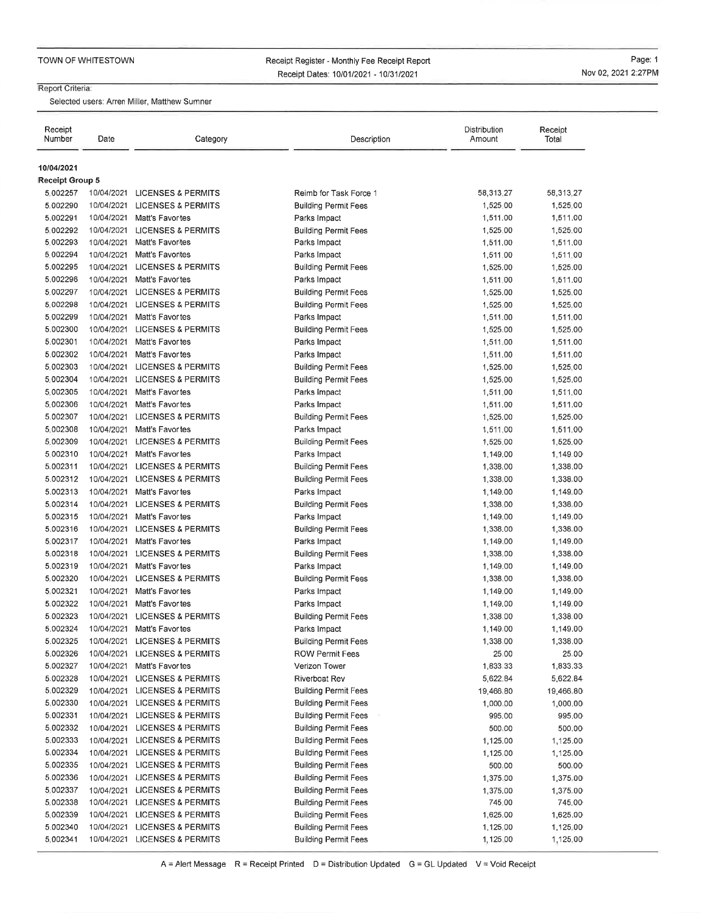TOWN OF WHITESTOWN

Receipt Register - Monthly Fee Receipt Report
Receipt Dates: 10/01/2021 - 10/31/2021

Report Criteria:
Selected users: Arren Miller, Matthew Sumner

| Receipt Number | Date | Category | Description | Distribution Amount | Receipt Total |
|---|---|---|---|---|---|
| **10/04/2021** | | | | | |
| **Receipt Group 5** | | | | | |
| 5.002257 | 10/04/2021 | LICENSES & PERMITS | Reimb for Task Force 1 | 58,313.27 | 58,313.27 |
| 5.002290 | 10/04/2021 | LICENSES & PERMITS | Building Permit Fees | 1,525.00 | 1,525.00 |
| 5.002291 | 10/04/2021 | Matt's Favortes | Parks Impact | 1,511.00 | 1,511.00 |
| 5.002292 | 10/04/2021 | LICENSES & PERMITS | Building Permit Fees | 1,525.00 | 1,525.00 |
| 5.002293 | 10/04/2021 | Matt's Favortes | Parks Impact | 1,511.00 | 1,511.00 |
| 5.002294 | 10/04/2021 | Matt's Favortes | Parks Impact | 1,511.00 | 1,511.00 |
| 5.002295 | 10/04/2021 | LICENSES & PERMITS | Building Permit Fees | 1,525.00 | 1,525.00 |
| 5.002296 | 10/04/2021 | Matt's Favortes | Parks Impact | 1,511.00 | 1,511.00 |
| 5.002297 | 10/04/2021 | LICENSES & PERMITS | Building Permit Fees | 1,525.00 | 1,525.00 |
| 5.002298 | 10/04/2021 | LICENSES & PERMITS | Building Permit Fees | 1,525.00 | 1,525.00 |
| 5.002299 | 10/04/2021 | Matt's Favortes | Parks Impact | 1,511.00 | 1,511.00 |
| 5.002300 | 10/04/2021 | LICENSES & PERMITS | Building Permit Fees | 1,525.00 | 1,525.00 |
| 5.002301 | 10/04/2021 | Matt's Favortes | Parks Impact | 1,511.00 | 1,511.00 |
| 5.002302 | 10/04/2021 | Matt's Favortes | Parks Impact | 1,511.00 | 1,511.00 |
| 5.002303 | 10/04/2021 | LICENSES & PERMITS | Building Permit Fees | 1,525.00 | 1,525.00 |
| 5.002304 | 10/04/2021 | LICENSES & PERMITS | Building Permit Fees | 1,525.00 | 1,525.00 |
| 5.002305 | 10/04/2021 | Matt's Favortes | Parks Impact | 1,511.00 | 1,511.00 |
| 5.002306 | 10/04/2021 | Matt's Favortes | Parks Impact | 1,511.00 | 1,511.00 |
| 5.002307 | 10/04/2021 | LICENSES & PERMITS | Building Permit Fees | 1,525.00 | 1,525.00 |
| 5.002308 | 10/04/2021 | Matt's Favortes | Parks Impact | 1,511.00 | 1,511.00 |
| 5.002309 | 10/04/2021 | LICENSES & PERMITS | Building Permit Fees | 1,525.00 | 1,525.00 |
| 5.002310 | 10/04/2021 | Matt's Favortes | Parks Impact | 1,149.00 | 1,149.00 |
| 5.002311 | 10/04/2021 | LICENSES & PERMITS | Building Permit Fees | 1,338.00 | 1,338.00 |
| 5.002312 | 10/04/2021 | LICENSES & PERMITS | Building Permit Fees | 1,338.00 | 1,338.00 |
| 5.002313 | 10/04/2021 | Matt's Favortes | Parks Impact | 1,149.00 | 1,149.00 |
| 5.002314 | 10/04/2021 | LICENSES & PERMITS | Building Permit Fees | 1,338.00 | 1,338.00 |
| 5.002315 | 10/04/2021 | Matt's Favortes | Parks Impact | 1,149.00 | 1,149.00 |
| 5.002316 | 10/04/2021 | LICENSES & PERMITS | Building Permit Fees | 1,338.00 | 1,338.00 |
| 5.002317 | 10/04/2021 | Matt's Favortes | Parks Impact | 1,149.00 | 1,149.00 |
| 5.002318 | 10/04/2021 | LICENSES & PERMITS | Building Permit Fees | 1,338.00 | 1,338.00 |
| 5.002319 | 10/04/2021 | Matt's Favortes | Parks Impact | 1,149.00 | 1,149.00 |
| 5.002320 | 10/04/2021 | LICENSES & PERMITS | Building Permit Fees | 1,338.00 | 1,338.00 |
| 5.002321 | 10/04/2021 | Matt's Favortes | Parks Impact | 1,149.00 | 1,149.00 |
| 5.002322 | 10/04/2021 | Matt's Favortes | Parks Impact | 1,149.00 | 1,149.00 |
| 5.002323 | 10/04/2021 | LICENSES & PERMITS | Building Permit Fees | 1,338.00 | 1,338.00 |
| 5.002324 | 10/04/2021 | Matt's Favortes | Parks Impact | 1,149.00 | 1,149.00 |
| 5.002325 | 10/04/2021 | LICENSES & PERMITS | Building Permit Fees | 1,338.00 | 1,338.00 |
| 5.002326 | 10/04/2021 | LICENSES & PERMITS | ROW Permit Fees | 25.00 | 25.00 |
| 5.002327 | 10/04/2021 | Matt's Favortes | Verizon Tower | 1,833.33 | 1,833.33 |
| 5.002328 | 10/04/2021 | LICENSES & PERMITS | Riverboat Rev | 5,622.84 | 5,622.84 |
| 5.002329 | 10/04/2021 | LICENSES & PERMITS | Building Permit Fees | 19,466.80 | 19,466.80 |
| 5.002330 | 10/04/2021 | LICENSES & PERMITS | Building Permit Fees | 1,000.00 | 1,000.00 |
| 5.002331 | 10/04/2021 | LICENSES & PERMITS | Building Permit Fees | 995.00 | 995.00 |
| 5.002332 | 10/04/2021 | LICENSES & PERMITS | Building Permit Fees | 500.00 | 500.00 |
| 5.002333 | 10/04/2021 | LICENSES & PERMITS | Building Permit Fees | 1,125.00 | 1,125.00 |
| 5.002334 | 10/04/2021 | LICENSES & PERMITS | Building Permit Fees | 1,125.00 | 1,125.00 |
| 5.002335 | 10/04/2021 | LICENSES & PERMITS | Building Permit Fees | 500.00 | 500.00 |
| 5.002336 | 10/04/2021 | LICENSES & PERMITS | Building Permit Fees | 1,375.00 | 1,375.00 |
| 5.002337 | 10/04/2021 | LICENSES & PERMITS | Building Permit Fees | 1,375.00 | 1,375.00 |
| 5.002338 | 10/04/2021 | LICENSES & PERMITS | Building Permit Fees | 745.00 | 745.00 |
| 5.002339 | 10/04/2021 | LICENSES & PERMITS | Building Permit Fees | 1,625.00 | 1,625.00 |
| 5.002340 | 10/04/2021 | LICENSES & PERMITS | Building Permit Fees | 1,125.00 | 1,125.00 |
| 5.002341 | 10/04/2021 | LICENSES & PERMITS | Building Permit Fees | 1,125.00 | 1,125.00 |

A = Alert Message R = Receipt Printed D = Distribution Updated G = GL Updated V = Void Receipt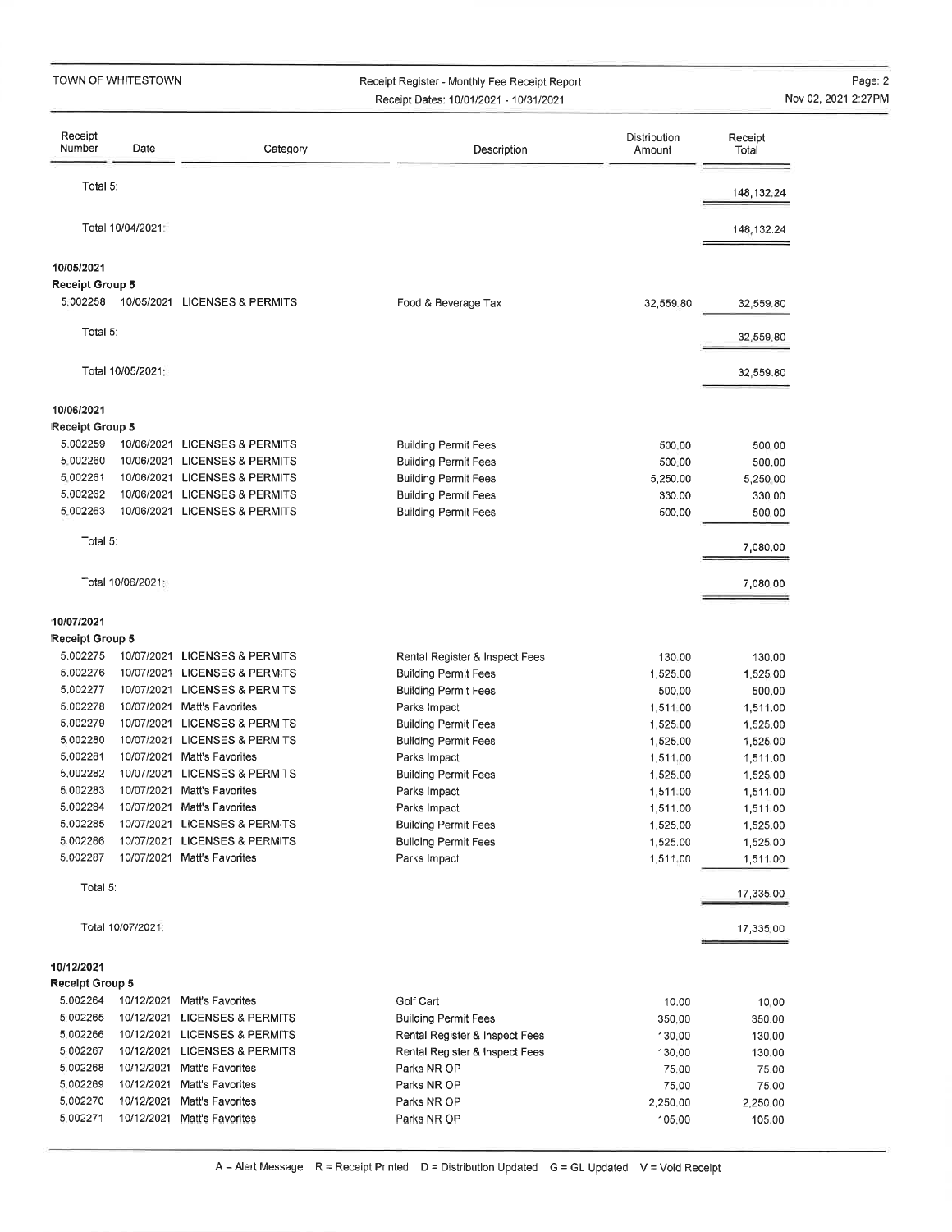| Receipt Number | Date | Category | Description | Distribution Amount | Receipt Total |
|---|---|---|---|---|---|
| Total 5: | | | | | 148,132.24 |
| Total 10/04/2021: | | | | | 148,132.24 |
| **10/05/2021** | | | | | |
| **Receipt Group 5** | | | | | |
| 5.002258 | 10/05/2021 | LICENSES & PERMITS | Food & Beverage Tax | 32,559.80 | 32,559.80 |
| Total 5: | | | | | 32,559.80 |
| Total 10/05/2021: | | | | | 32,559.80 |
| **10/06/2021** | | | | | |
| **Receipt Group 5** | | | | | |
| 5.002259 | 10/06/2021 | LICENSES & PERMITS | Building Permit Fees | 500.00 | 500.00 |
| 5.002260 | 10/06/2021 | LICENSES & PERMITS | Building Permit Fees | 500.00 | 500.00 |
| 5.002261 | 10/06/2021 | LICENSES & PERMITS | Building Permit Fees | 5,250.00 | 5,250.00 |
| 5.002262 | 10/06/2021 | LICENSES & PERMITS | Building Permit Fees | 330.00 | 330.00 |
| 5.002263 | 10/06/2021 | LICENSES & PERMITS | Building Permit Fees | 500.00 | 500.00 |
| Total 5: | | | | | 7,080.00 |
| Total 10/06/2021: | | | | | 7,080.00 |
| **10/07/2021** | | | | | |
| **Receipt Group 5** | | | | | |
| 5.002275 | 10/07/2021 | LICENSES & PERMITS | Rental Register & Inspect Fees | 130.00 | 130.00 |
| 5.002276 | 10/07/2021 | LICENSES & PERMITS | Building Permit Fees | 1,525.00 | 1,525.00 |
| 5.002277 | 10/07/2021 | LICENSES & PERMITS | Building Permit Fees | 500.00 | 500.00 |
| 5.002278 | 10/07/2021 | Matt's Favorites | Parks Impact | 1,511.00 | 1,511.00 |
| 5.002279 | 10/07/2021 | LICENSES & PERMITS | Building Permit Fees | 1,525.00 | 1,525.00 |
| 5.002280 | 10/07/2021 | LICENSES & PERMITS | Building Permit Fees | 1,525.00 | 1,525.00 |
| 5.002281 | 10/07/2021 | Matt's Favorites | Parks Impact | 1,511.00 | 1,511.00 |
| 5.002282 | 10/07/2021 | LICENSES & PERMITS | Building Permit Fees | 1,525.00 | 1,525.00 |
| 5.002283 | 10/07/2021 | Matt's Favorites | Parks Impact | 1,511.00 | 1,511.00 |
| 5.002284 | 10/07/2021 | Matt's Favorites | Parks Impact | 1,511.00 | 1,511.00 |
| 5.002285 | 10/07/2021 | LICENSES & PERMITS | Building Permit Fees | 1,525.00 | 1,525.00 |
| 5.002286 | 10/07/2021 | LICENSES & PERMITS | Building Permit Fees | 1,525.00 | 1,525.00 |
| 5.002287 | 10/07/2021 | Matt's Favorites | Parks Impact | 1,511.00 | 1,511.00 |
| Total 5: | | | | | 17,335.00 |
| Total 10/07/2021: | | | | | 17,335.00 |
| **10/12/2021** | | | | | |
| **Receipt Group 5** | | | | | |
| 5.002264 | 10/12/2021 | Matt's Favorites | Golf Cart | 10.00 | 10.00 |
| 5.002265 | 10/12/2021 | LICENSES & PERMITS | Building Permit Fees | 350.00 | 350.00 |
| 5.002266 | 10/12/2021 | LICENSES & PERMITS | Rental Register & Inspect Fees | 130.00 | 130.00 |
| 5.002267 | 10/12/2021 | LICENSES & PERMITS | Rental Register & Inspect Fees | 130.00 | 130.00 |
| 5.002268 | 10/12/2021 | Matt's Favorites | Parks NR OP | 75.00 | 75.00 |
| 5.002269 | 10/12/2021 | Matt's Favorites | Parks NR OP | 75.00 | 75.00 |
| 5.002270 | 10/12/2021 | Matt's Favorites | Parks NR OP | 2,250.00 | 2,250.00 |
| 5.002271 | 10/12/2021 | Matt's Favorites | Parks NR OP | 105.00 | 105.00 |

A = Alert Message   R = Receipt Printed   D = Distribution Updated   G = GL Updated   V = Void Receipt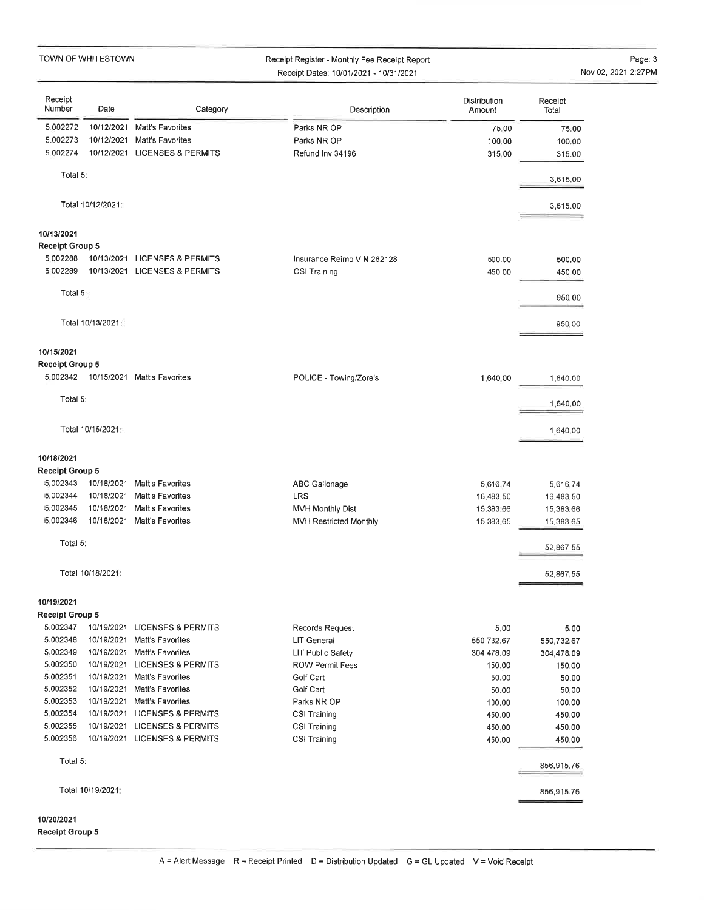TOWN OF WHITESTOWN

Receipt Register - Monthly Fee Receipt Report

Receipt Dates: 10/01/2021 - 10/31/2021

| Receipt Number | Date | Category | Description | Distribution Amount | Receipt Total |
|---|---|---|---|---|---|
| 5.002272 | 10/12/2021 | Matt's Favorites | Parks NR OP | 75.00 | 75.00 |
| 5.002273 | 10/12/2021 | Matt's Favorites | Parks NR OP | 100.00 | 100.00 |
| 5.002274 | 10/12/2021 | LICENSES & PERMITS | Refund Inv 34196 | 315.00 | 315.00 |
| Total 5: | | | | | 3,615.00 |
| Total 10/12/2021: | | | | | 3,615.00 |
| **10/13/2021** | | | | | |
| **Receipt Group 5** | | | | | |
| 5.002288 | 10/13/2021 | LICENSES & PERMITS | Insurance Reimb VIN 262128 | 500.00 | 500.00 |
| 5.002289 | 10/13/2021 | LICENSES & PERMITS | CSI Training | 450.00 | 450.00 |
| Total 5: | | | | | 950.00 |
| Total 10/13/2021: | | | | | 950.00 |
| **10/15/2021** | | | | | |
| **Receipt Group 5** | | | | | |
| 5.002342 | 10/15/2021 | Matt's Favorites | POLICE - Towing/Zore's | 1,640.00 | 1,640.00 |
| Total 5: | | | | | 1,640.00 |
| Total 10/15/2021: | | | | | 1,640.00 |
| **10/18/2021** | | | | | |
| **Receipt Group 5** | | | | | |
| 5.002343 | 10/18/2021 | Matt's Favorites | ABC Gallonage | 5,616.74 | 5,616.74 |
| 5.002344 | 10/18/2021 | Matt's Favorites | LRS | 16,483.50 | 16,483.50 |
| 5.002345 | 10/18/2021 | Matt's Favorites | MVH Monthly Dist | 15,383.66 | 15,383.66 |
| 5.002346 | 10/18/2021 | Matt's Favorites | MVH Restricted Monthly | 15,383.65 | 15,383.65 |
| Total 5: | | | | | 52,867.55 |
| Total 10/18/2021: | | | | | 52,867.55 |
| **10/19/2021** | | | | | |
| **Receipt Group 5** | | | | | |
| 5.002347 | 10/19/2021 | LICENSES & PERMITS | Records Request | 5.00 | 5.00 |
| 5.002348 | 10/19/2021 | Matt's Favorites | LIT General | 550,732.67 | 550,732.67 |
| 5.002349 | 10/19/2021 | Matt's Favorites | LIT Public Safety | 304,478.09 | 304,478.09 |
| 5.002350 | 10/19/2021 | LICENSES & PERMITS | ROW Permit Fees | 150.00 | 150.00 |
| 5.002351 | 10/19/2021 | Matt's Favorites | Golf Cart | 50.00 | 50.00 |
| 5.002352 | 10/19/2021 | Matt's Favorites | Golf Cart | 50.00 | 50.00 |
| 5.002353 | 10/19/2021 | Matt's Favorites | Parks NR OP | 100.00 | 100.00 |
| 5.002354 | 10/19/2021 | LICENSES & PERMITS | CSI Training | 450.00 | 450.00 |
| 5.002355 | 10/19/2021 | LICENSES & PERMITS | CSI Training | 450.00 | 450.00 |
| 5.002356 | 10/19/2021 | LICENSES & PERMITS | CSI Training | 450.00 | 450.00 |
| Total 5: | | | | | 856,915.76 |
| Total 10/19/2021: | | | | | 856,915.76 |

**10/20/2021**

**Receipt Group 5**

A = Alert Message R = Receipt Printed D = Distribution Updated G = GL Updated V = Void Receipt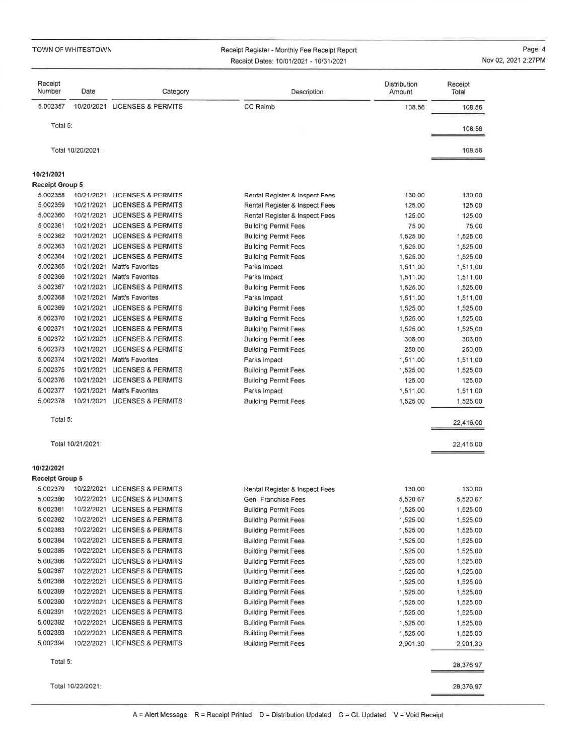| Receipt Number | Date | Category | Description | Distribution Amount | Receipt Total |
|---|---|---|---|---|---|
| 5.002357 | 10/20/2021 | LICENSES & PERMITS | CC Reimb | 108.56 | 108.56 |
| Total 5: | | | | | 108.56 |
| Total 10/20/2021: | | | | | 108.56 |
| **10/21/2021** | | | | | |
| **Receipt Group 5** | | | | | |
| 5.002358 | 10/21/2021 | LICENSES & PERMITS | Rental Register & Inspect Fees | 130.00 | 130.00 |
| 5.002359 | 10/21/2021 | LICENSES & PERMITS | Rental Register & Inspect Fees | 125.00 | 125.00 |
| 5.002360 | 10/21/2021 | LICENSES & PERMITS | Rental Register & Inspect Fees | 125.00 | 125.00 |
| 5.002361 | 10/21/2021 | LICENSES & PERMITS | Building Permit Fees | 75.00 | 75.00 |
| 5.002362 | 10/21/2021 | LICENSES & PERMITS | Building Permit Fees | 1,525.00 | 1,525.00 |
| 5.002363 | 10/21/2021 | LICENSES & PERMITS | Building Permit Fees | 1,525.00 | 1,525.00 |
| 5.002364 | 10/21/2021 | LICENSES & PERMITS | Building Permit Fees | 1,525.00 | 1,525.00 |
| 5.002365 | 10/21/2021 | Matt's Favorites | Parks Impact | 1,511.00 | 1,511.00 |
| 5.002366 | 10/21/2021 | Matt's Favorites | Parks Impact | 1,511.00 | 1,511.00 |
| 5.002367 | 10/21/2021 | LICENSES & PERMITS | Building Permit Fees | 1,525.00 | 1,525.00 |
| 5.002368 | 10/21/2021 | Matt's Favorites | Parks Impact | 1,511.00 | 1,511.00 |
| 5.002369 | 10/21/2021 | LICENSES & PERMITS | Building Permit Fees | 1,525.00 | 1,525.00 |
| 5.002370 | 10/21/2021 | LICENSES & PERMITS | Building Permit Fees | 1,525.00 | 1,525.00 |
| 5.002371 | 10/21/2021 | LICENSES & PERMITS | Building Permit Fees | 1,525.00 | 1,525.00 |
| 5.002372 | 10/21/2021 | LICENSES & PERMITS | Building Permit Fees | 306.00 | 306.00 |
| 5.002373 | 10/21/2021 | LICENSES & PERMITS | Building Permit Fees | 250.00 | 250.00 |
| 5.002374 | 10/21/2021 | Matt's Favorites | Parks Impact | 1,511.00 | 1,511.00 |
| 5.002375 | 10/21/2021 | LICENSES & PERMITS | Building Permit Fees | 1,525.00 | 1,525.00 |
| 5.002376 | 10/21/2021 | LICENSES & PERMITS | Building Permit Fees | 125.00 | 125.00 |
| 5.002377 | 10/21/2021 | Matt's Favorites | Parks Impact | 1,511.00 | 1,511.00 |
| 5.002378 | 10/21/2021 | LICENSES & PERMITS | Building Permit Fees | 1,525.00 | 1,525.00 |
| Total 5: | | | | | 22,416.00 |
| Total 10/21/2021: | | | | | 22,416.00 |
| **10/22/2021** | | | | | |
| **Receipt Group 5** | | | | | |
| 5.002379 | 10/22/2021 | LICENSES & PERMITS | Rental Register & Inspect Fees | 130.00 | 130.00 |
| 5.002380 | 10/22/2021 | LICENSES & PERMITS | Gen- Franchise Fees | 5,520.67 | 5,520.67 |
| 5.002381 | 10/22/2021 | LICENSES & PERMITS | Building Permit Fees | 1,525.00 | 1,525.00 |
| 5.002382 | 10/22/2021 | LICENSES & PERMITS | Building Permit Fees | 1,525.00 | 1,525.00 |
| 5.002383 | 10/22/2021 | LICENSES & PERMITS | Building Permit Fees | 1,525.00 | 1,525.00 |
| 5.002384 | 10/22/2021 | LICENSES & PERMITS | Building Permit Fees | 1,525.00 | 1,525.00 |
| 5.002385 | 10/22/2021 | LICENSES & PERMITS | Building Permit Fees | 1,525.00 | 1,525.00 |
| 5.002386 | 10/22/2021 | LICENSES & PERMITS | Building Permit Fees | 1,525.00 | 1,525.00 |
| 5.002387 | 10/22/2021 | LICENSES & PERMITS | Building Permit Fees | 1,525.00 | 1,525.00 |
| 5.002388 | 10/22/2021 | LICENSES & PERMITS | Building Permit Fees | 1,525.00 | 1,525.00 |
| 5.002389 | 10/22/2021 | LICENSES & PERMITS | Building Permit Fees | 1,525.00 | 1,525.00 |
| 5.002390 | 10/22/2021 | LICENSES & PERMITS | Building Permit Fees | 1,525.00 | 1,525.00 |
| 5.002391 | 10/22/2021 | LICENSES & PERMITS | Building Permit Fees | 1,525.00 | 1,525.00 |
| 5.002392 | 10/22/2021 | LICENSES & PERMITS | Building Permit Fees | 1,525.00 | 1,525.00 |
| 5.002393 | 10/22/2021 | LICENSES & PERMITS | Building Permit Fees | 1,525.00 | 1,525.00 |
| 5.002394 | 10/22/2021 | LICENSES & PERMITS | Building Permit Fees | 2,901.30 | 2,901.30 |
| Total 5: | | | | | 28,376.97 |
| Total 10/22/2021: | | | | | 28,376.97 |

A = Alert Message R = Receipt Printed D = Distribution Updated G = GL Updated V = Void Receipt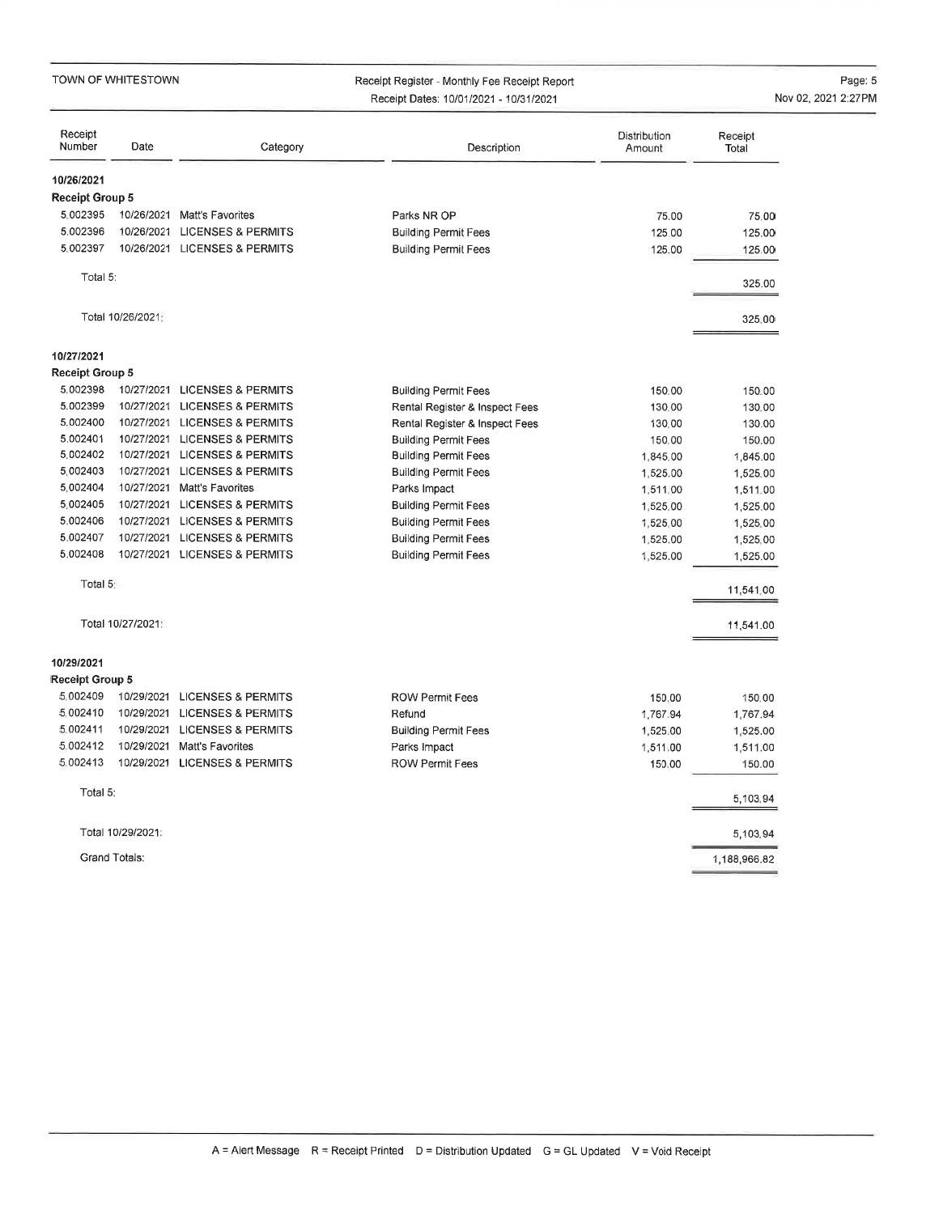TOWN OF WHITESTOWN

Receipt Register - Monthly Fee Receipt Report
Receipt Dates: 10/01/2021 - 10/31/2021

Nov 02, 2021 2:27PM

| Receipt Number | Date | Category | Description | Distribution Amount | Receipt Total |
|---|---|---|---|---|---|
| **10/26/2021** | | | | | |
| **Receipt Group 5** | | | | | |
| 5.002395 | 10/26/2021 | Matt's Favorites | Parks NR OP | 75.00 | 75.00 |
| 5.002396 | 10/26/2021 | LICENSES & PERMITS | Building Permit Fees | 125.00 | 125.00 |
| 5.002397 | 10/26/2021 | LICENSES & PERMITS | Building Permit Fees | 125.00 | 125.00 |
| Total 5: | | | | | 325.00 |
| Total 10/26/2021: | | | | | 325.00 |
| **10/27/2021** | | | | | |
| **Receipt Group 5** | | | | | |
| 5.002398 | 10/27/2021 | LICENSES & PERMITS | Building Permit Fees | 150.00 | 150.00 |
| 5.002399 | 10/27/2021 | LICENSES & PERMITS | Rental Register & Inspect Fees | 130.00 | 130.00 |
| 5.002400 | 10/27/2021 | LICENSES & PERMITS | Rental Register & Inspect Fees | 130.00 | 130.00 |
| 5.002401 | 10/27/2021 | LICENSES & PERMITS | Building Permit Fees | 150.00 | 150.00 |
| 5.002402 | 10/27/2021 | LICENSES & PERMITS | Building Permit Fees | 1,845.00 | 1,845.00 |
| 5.002403 | 10/27/2021 | LICENSES & PERMITS | Building Permit Fees | 1,525.00 | 1,525.00 |
| 5.002404 | 10/27/2021 | Matt's Favorites | Parks Impact | 1,511.00 | 1,511.00 |
| 5.002405 | 10/27/2021 | LICENSES & PERMITS | Building Permit Fees | 1,525.00 | 1,525.00 |
| 5.002406 | 10/27/2021 | LICENSES & PERMITS | Building Permit Fees | 1,525.00 | 1,525.00 |
| 5.002407 | 10/27/2021 | LICENSES & PERMITS | Building Permit Fees | 1,525.00 | 1,525.00 |
| 5.002408 | 10/27/2021 | LICENSES & PERMITS | Building Permit Fees | 1,525.00 | 1,525.00 |
| Total 5: | | | | | 11,541.00 |
| Total 10/27/2021: | | | | | 11,541.00 |
| **10/29/2021** | | | | | |
| **Receipt Group 5** | | | | | |
| 5.002409 | 10/29/2021 | LICENSES & PERMITS | ROW Permit Fees | 150.00 | 150.00 |
| 5.002410 | 10/29/2021 | LICENSES & PERMITS | Refund | 1,767.94 | 1,767.94 |
| 5.002411 | 10/29/2021 | LICENSES & PERMITS | Building Permit Fees | 1,525.00 | 1,525.00 |
| 5.002412 | 10/29/2021 | Matt's Favorites | Parks Impact | 1,511.00 | 1,511.00 |
| 5.002413 | 10/29/2021 | LICENSES & PERMITS | ROW Permit Fees | 150.00 | 150.00 |
| Total 5: | | | | | 5,103.94 |
| Total 10/29/2021: | | | | | 5,103.94 |
| Grand Totals: | | | | | 1,188,966.82 |

A = Alert Message R = Receipt Printed D = Distribution Updated G = GL Updated V = Void Receipt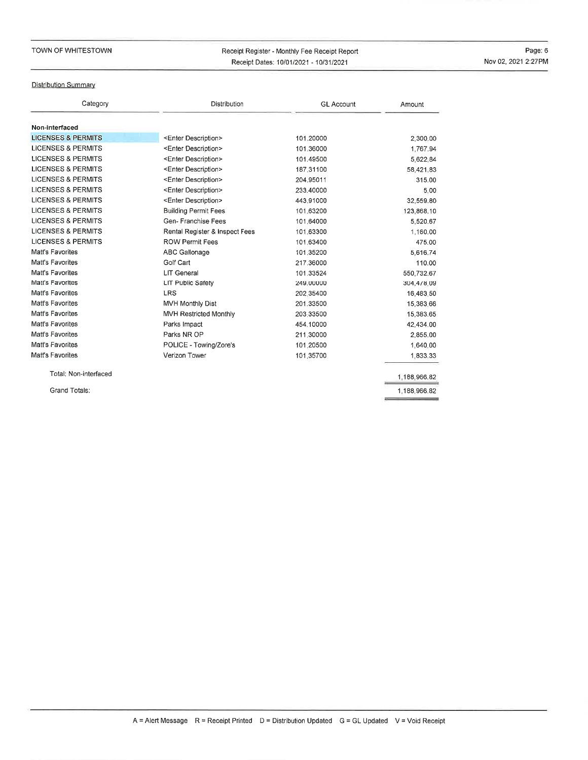Distribution Summary

| Category | Distribution | GL Account | Amount |
|---|---|---|---|
| **Non-interfaced** | | | |
| LICENSES & PERMITS | <Enter Description> | 101.20000 | 2,300.00 |
| LICENSES & PERMITS | <Enter Description> | 101.36000 | 1,767.94 |
| LICENSES & PERMITS | <Enter Description> | 101.49500 | 5,622.84 |
| LICENSES & PERMITS | <Enter Description> | 187.31100 | 58,421.83 |
| LICENSES & PERMITS | <Enter Description> | 204.95011 | 315.00 |
| LICENSES & PERMITS | <Enter Description> | 233.40000 | 5.00 |
| LICENSES & PERMITS | <Enter Description> | 443.91000 | 32,559.80 |
| LICENSES & PERMITS | Building Permit Fees | 101.63200 | 123,868.10 |
| LICENSES & PERMITS | Gen- Franchise Fees | 101.64000 | 5,520.67 |
| LICENSES & PERMITS | Rental Register & Inspect Fees | 101.63300 | 1,160.00 |
| LICENSES & PERMITS | ROW Permit Fees | 101.63400 | 475.00 |
| Matt's Favorites | ABC Gallonage | 101.35200 | 5,616.74 |
| Matt's Favorites | Golf Cart | 217.36000 | 110.00 |
| Matt's Favorites | LIT General | 101.33524 | 550,732.67 |
| Matt's Favorites | LIT Public Safety | 249.00000 | 304,478.09 |
| Matt's Favorites | LRS | 202.35400 | 16,483.50 |
| Matt's Favorites | MVH Monthly Dist | 201.33500 | 15,383.66 |
| Matt's Favorites | MVH Restricted Monthly | 203.33500 | 15,383.65 |
| Matt's Favorites | Parks Impact | 454.10000 | 42,434.00 |
| Matt's Favorites | Parks NR OP | 211.30000 | 2,855.00 |
| Matt's Favorites | POLICE - Towing/Zore's | 101.20500 | 1,640.00 |
| Matt's Favorites | Verizon Tower | 101.35700 | 1,833.33 |
| Total: Non-interfaced | | | 1,188,966.82 |
| Grand Totals: | | | 1,188,966.82 |

A = Alert Message R = Receipt Printed D = Distribution Updated G = GL Updated V = Void Receipt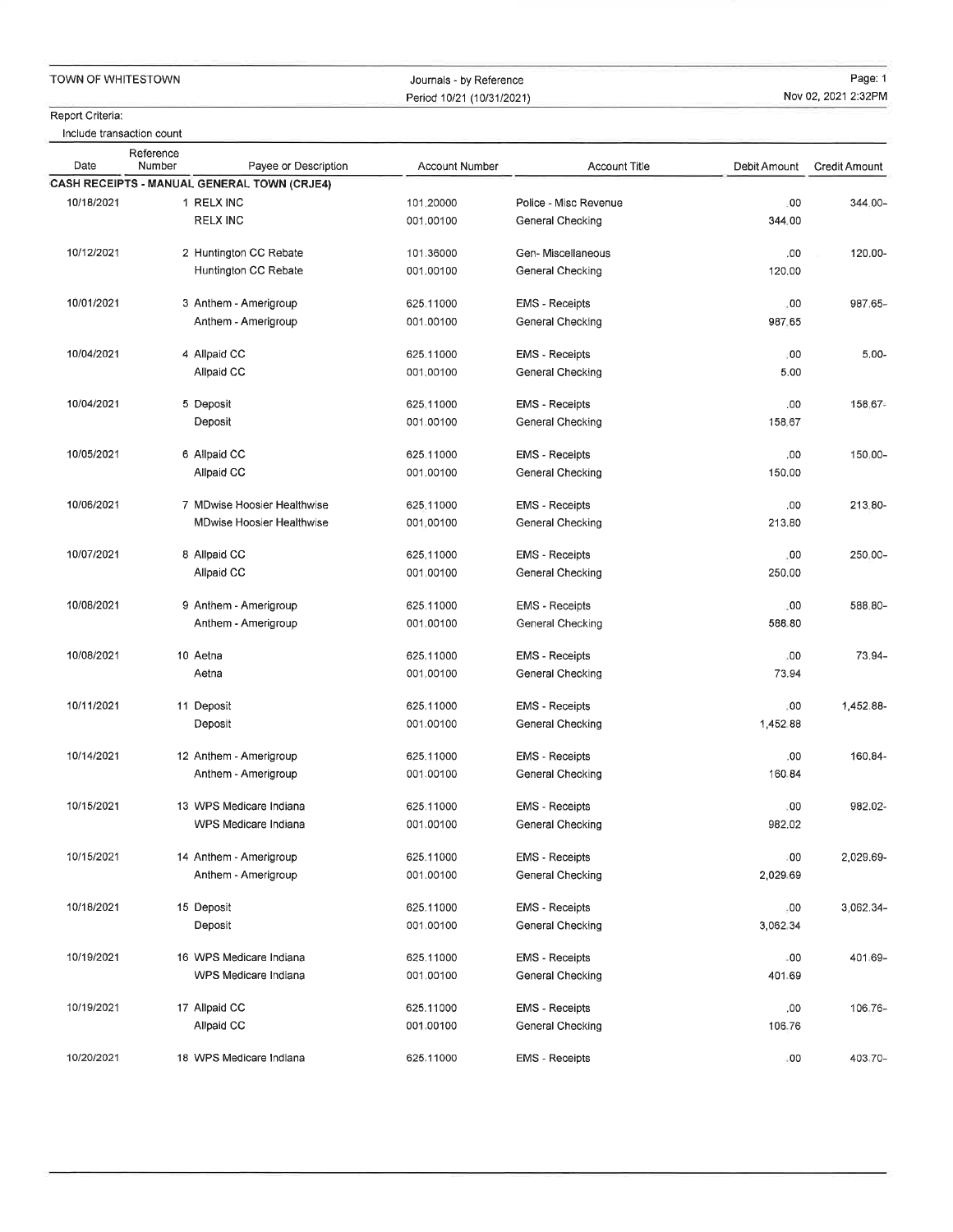TOWN OF WHITESTOWN

Journals - by Reference
Period 10/21 (10/31/2021)

Report Criteria:
Include transaction count

| Date | Reference Number | Payee or Description | Account Number | Account Title | Debit Amount | Credit Amount |
|---|---|---|---|---|---|---|
| **CASH RECEIPTS - MANUAL GENERAL TOWN (CRJE4)** | | | | | | |
| 10/18/2021 | 1 | RELX INC | 101.20000 | Police - Misc Revenue | .00 | 344.00- |
| | | RELX INC | 001.00100 | General Checking | 344.00 | |
| 10/12/2021 | 2 | Huntington CC Rebate | 101.36000 | Gen- Miscellaneous | .00 | 120.00- |
| | | Huntington CC Rebate | 001.00100 | General Checking | 120.00 | |
| 10/01/2021 | 3 | Anthem - Amerigroup | 625.11000 | EMS - Receipts | .00 | 987.65- |
| | | Anthem - Amerigroup | 001.00100 | General Checking | 987.65 | |
| 10/04/2021 | 4 | Allpaid CC | 625.11000 | EMS - Receipts | .00 | 5.00- |
| | | Allpaid CC | 001.00100 | General Checking | 5.00 | |
| 10/04/2021 | 5 | Deposit | 625.11000 | EMS - Receipts | .00 | 158.67- |
| | | Deposit | 001.00100 | General Checking | 158.67 | |
| 10/05/2021 | 6 | Allpaid CC | 625.11000 | EMS - Receipts | .00 | 150.00- |
| | | Allpaid CC | 001.00100 | General Checking | 150.00 | |
| 10/06/2021 | 7 | MDwise Hoosier Healthwise | 625.11000 | EMS - Receipts | .00 | 213.80- |
| | | MDwise Hoosier Healthwise | 001.00100 | General Checking | 213.80 | |
| 10/07/2021 | 8 | Allpaid CC | 625.11000 | EMS - Receipts | .00 | 250.00- |
| | | Allpaid CC | 001.00100 | General Checking | 250.00 | |
| 10/08/2021 | 9 | Anthem - Amerigroup | 625.11000 | EMS - Receipts | .00 | 588.80- |
| | | Anthem - Amerigroup | 001.00100 | General Checking | 588.80 | |
| 10/08/2021 | 10 | Aetna | 625.11000 | EMS - Receipts | .00 | 73.94- |
| | | Aetna | 001.00100 | General Checking | 73.94 | |
| 10/11/2021 | 11 | Deposit | 625.11000 | EMS - Receipts | .00 | 1,452.88- |
| | | Deposit | 001.00100 | General Checking | 1,452.88 | |
| 10/14/2021 | 12 | Anthem - Amerigroup | 625.11000 | EMS - Receipts | .00 | 160.84- |
| | | Anthem - Amerigroup | 001.00100 | General Checking | 160.84 | |
| 10/15/2021 | 13 | WPS Medicare Indiana | 625.11000 | EMS - Receipts | .00 | 982.02- |
| | | WPS Medicare Indiana | 001.00100 | General Checking | 982.02 | |
| 10/15/2021 | 14 | Anthem - Amerigroup | 625.11000 | EMS - Receipts | .00 | 2,029.69- |
| | | Anthem - Amerigroup | 001.00100 | General Checking | 2,029.69 | |
| 10/18/2021 | 15 | Deposit | 625.11000 | EMS - Receipts | .00 | 3,062.34- |
| | | Deposit | 001.00100 | General Checking | 3,062.34 | |
| 10/19/2021 | 16 | WPS Medicare Indiana | 625.11000 | EMS - Receipts | .00 | 401.69- |
| | | WPS Medicare Indiana | 001.00100 | General Checking | 401.69 | |
| 10/19/2021 | 17 | Allpaid CC | 625.11000 | EMS - Receipts | .00 | 106.76- |
| | | Allpaid CC | 001.00100 | General Checking | 106.76 | |
| 10/20/2021 | 18 | WPS Medicare Indiana | 625.11000 | EMS - Receipts | .00 | 403.70- |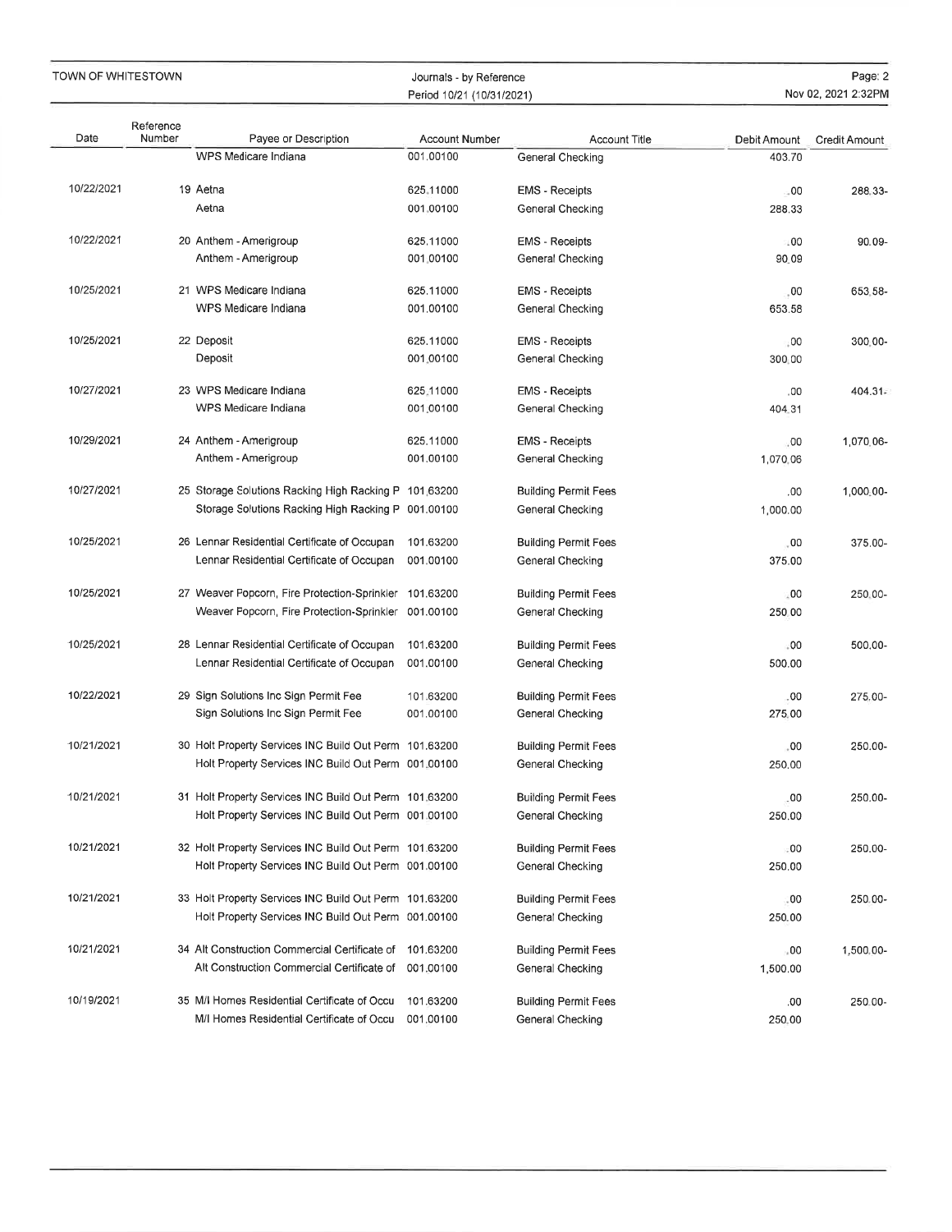TOWN OF WHITESTOWN

Journals - by Reference
Period 10/21 (10/31/2021)

| Date | Reference Number | Payee or Description | Account Number | Account Title | Debit Amount | Credit Amount |
|---|---|---|---|---|---|---|
| | | WPS Medicare Indiana | 001.00100 | General Checking | 403.70 | |
| 10/22/2021 | 19 | Aetna | 625.11000 | EMS - Receipts | .00 | 288.33- |
| | | Aetna | 001.00100 | General Checking | 288.33 | |
| 10/22/2021 | 20 | Anthem - Amerigroup | 625.11000 | EMS - Receipts | .00 | 90.09- |
| | | Anthem - Amerigroup | 001.00100 | General Checking | 90.09 | |
| 10/25/2021 | 21 | WPS Medicare Indiana | 625.11000 | EMS - Receipts | .00 | 653.58- |
| | | WPS Medicare Indiana | 001.00100 | General Checking | 653.58 | |
| 10/25/2021 | 22 | Deposit | 625.11000 | EMS - Receipts | .00 | 300.00- |
| | | Deposit | 001.00100 | General Checking | 300.00 | |
| 10/27/2021 | 23 | WPS Medicare Indiana | 625.11000 | EMS - Receipts | .00 | 404.31- |
| | | WPS Medicare Indiana | 001.00100 | General Checking | 404.31 | |
| 10/29/2021 | 24 | Anthem - Amerigroup | 625.11000 | EMS - Receipts | .00 | 1,070.06- |
| | | Anthem - Amerigroup | 001.00100 | General Checking | 1,070.06 | |
| 10/27/2021 | 25 | Storage Solutions Racking High Racking P | 101.63200 | Building Permit Fees | .00 | 1,000.00- |
| | | Storage Solutions Racking High Racking P | 001.00100 | General Checking | 1,000.00 | |
| 10/25/2021 | 26 | Lennar Residential Certificate of Occupan | 101.63200 | Building Permit Fees | .00 | 375.00- |
| | | Lennar Residential Certificate of Occupan | 001.00100 | General Checking | 375.00 | |
| 10/25/2021 | 27 | Weaver Popcorn, Fire Protection-Sprinkler | 101.63200 | Building Permit Fees | .00 | 250.00- |
| | | Weaver Popcorn, Fire Protection-Sprinkler | 001.00100 | General Checking | 250.00 | |
| 10/25/2021 | 28 | Lennar Residential Certificate of Occupan | 101.63200 | Building Permit Fees | .00 | 500.00- |
| | | Lennar Residential Certificate of Occupan | 001.00100 | General Checking | 500.00 | |
| 10/22/2021 | 29 | Sign Solutions Inc Sign Permit Fee | 101.63200 | Building Permit Fees | .00 | 275.00- |
| | | Sign Solutions Inc Sign Permit Fee | 001.00100 | General Checking | 275.00 | |
| 10/21/2021 | 30 | Holt Property Services INC Build Out Perm | 101.63200 | Building Permit Fees | .00 | 250.00- |
| | | Holt Property Services INC Build Out Perm | 001.00100 | General Checking | 250.00 | |
| 10/21/2021 | 31 | Holt Property Services INC Build Out Perm | 101.63200 | Building Permit Fees | .00 | 250.00- |
| | | Holt Property Services INC Build Out Perm | 001.00100 | General Checking | 250.00 | |
| 10/21/2021 | 32 | Holt Property Services INC Build Out Perm | 101.63200 | Building Permit Fees | .00 | 250.00- |
| | | Holt Property Services INC Build Out Perm | 001.00100 | General Checking | 250.00 | |
| 10/21/2021 | 33 | Holt Property Services INC Build Out Perm | 101.63200 | Building Permit Fees | .00 | 250.00- |
| | | Holt Property Services INC Build Out Perm | 001.00100 | General Checking | 250.00 | |
| 10/21/2021 | 34 | Alt Construction Commercial Certificate of | 101.63200 | Building Permit Fees | .00 | 1,500.00- |
| | | Alt Construction Commercial Certificate of | 001.00100 | General Checking | 1,500.00 | |
| 10/19/2021 | 35 | M/I Homes Residential Certificate of Occu | 101.63200 | Building Permit Fees | .00 | 250.00- |
| | | M/I Homes Residential Certificate of Occu | 001.00100 | General Checking | 250.00 | |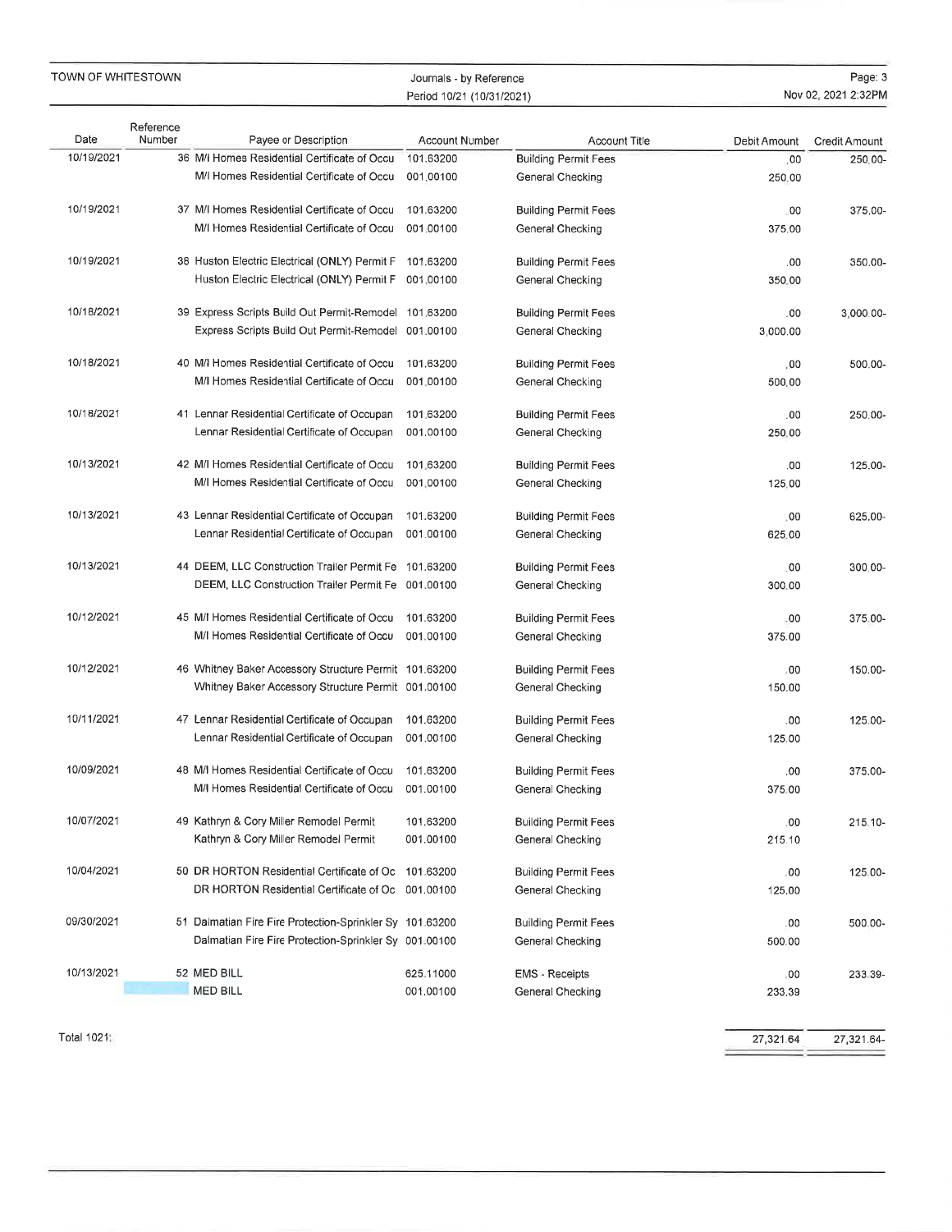TOWN OF WHITESTOWN

Journals - by Reference
Period 10/21 (10/31/2021)

| Date | Reference Number | Payee or Description | Account Number | Account Title | Debit Amount | Credit Amount |
|---|---|---|---|---|---|---|
| 10/19/2021 | 36 | M/I Homes Residential Certificate of Occu | 101.63200 | Building Permit Fees | .00 | 250.00- |
| | | M/I Homes Residential Certificate of Occu | 001.00100 | General Checking | 250.00 | |
| 10/19/2021 | 37 | M/I Homes Residential Certificate of Occu | 101.63200 | Building Permit Fees | .00 | 375.00- |
| | | M/I Homes Residential Certificate of Occu | 001.00100 | General Checking | 375.00 | |
| 10/19/2021 | 38 | Huston Electric Electrical (ONLY) Permit F | 101.63200 | Building Permit Fees | .00 | 350.00- |
| | | Huston Electric Electrical (ONLY) Permit F | 001.00100 | General Checking | 350.00 | |
| 10/18/2021 | 39 | Express Scripts Build Out Permit-Remodel | 101.63200 | Building Permit Fees | .00 | 3,000.00- |
| | | Express Scripts Build Out Permit-Remodel | 001.00100 | General Checking | 3,000.00 | |
| 10/18/2021 | 40 | M/I Homes Residential Certificate of Occu | 101.63200 | Building Permit Fees | .00 | 500.00- |
| | | M/I Homes Residential Certificate of Occu | 001.00100 | General Checking | 500.00 | |
| 10/18/2021 | 41 | Lennar Residential Certificate of Occupan | 101.63200 | Building Permit Fees | .00 | 250.00- |
| | | Lennar Residential Certificate of Occupan | 001.00100 | General Checking | 250.00 | |
| 10/13/2021 | 42 | M/I Homes Residential Certificate of Occu | 101.63200 | Building Permit Fees | .00 | 125.00- |
| | | M/I Homes Residential Certificate of Occu | 001.00100 | General Checking | 125.00 | |
| 10/13/2021 | 43 | Lennar Residential Certificate of Occupan | 101.63200 | Building Permit Fees | .00 | 625.00- |
| | | Lennar Residential Certificate of Occupan | 001.00100 | General Checking | 625.00 | |
| 10/13/2021 | 44 | DEEM, LLC Construction Trailer Permit Fe | 101.63200 | Building Permit Fees | .00 | 300.00- |
| | | DEEM, LLC Construction Trailer Permit Fe | 001.00100 | General Checking | 300.00 | |
| 10/12/2021 | 45 | M/I Homes Residential Certificate of Occu | 101.63200 | Building Permit Fees | .00 | 375.00- |
| | | M/I Homes Residential Certificate of Occu | 001.00100 | General Checking | 375.00 | |
| 10/12/2021 | 46 | Whitney Baker Accessory Structure Permit | 101.63200 | Building Permit Fees | .00 | 150.00- |
| | | Whitney Baker Accessory Structure Permit | 001.00100 | General Checking | 150.00 | |
| 10/11/2021 | 47 | Lennar Residential Certificate of Occupan | 101.63200 | Building Permit Fees | .00 | 125.00- |
| | | Lennar Residential Certificate of Occupan | 001.00100 | General Checking | 125.00 | |
| 10/09/2021 | 48 | M/I Homes Residential Certificate of Occu | 101.63200 | Building Permit Fees | .00 | 375.00- |
| | | M/I Homes Residential Certificate of Occu | 001.00100 | General Checking | 375.00 | |
| 10/07/2021 | 49 | Kathryn & Cory Miller Remodel Permit | 101.63200 | Building Permit Fees | .00 | 215.10- |
| | | Kathryn & Cory Miller Remodel Permit | 001.00100 | General Checking | 215.10 | |
| 10/04/2021 | 50 | DR HORTON Residential Certificate of Oc | 101.63200 | Building Permit Fees | .00 | 125.00- |
| | | DR HORTON Residential Certificate of Oc | 001.00100 | General Checking | 125.00 | |
| 09/30/2021 | 51 | Dalmatian Fire Fire Protection-Sprinkler Sy | 101.63200 | Building Permit Fees | .00 | 500.00- |
| | | Dalmatian Fire Fire Protection-Sprinkler Sy | 001.00100 | General Checking | 500.00 | |
| 10/13/2021 | 52 | MED BILL | 625.11000 | EMS - Receipts | .00 | 233.39- |
| | | MED BILL | 001.00100 | General Checking | 233.39 | |
| Total 1021: | | | | | 27,321.64 | 27,321.64- |